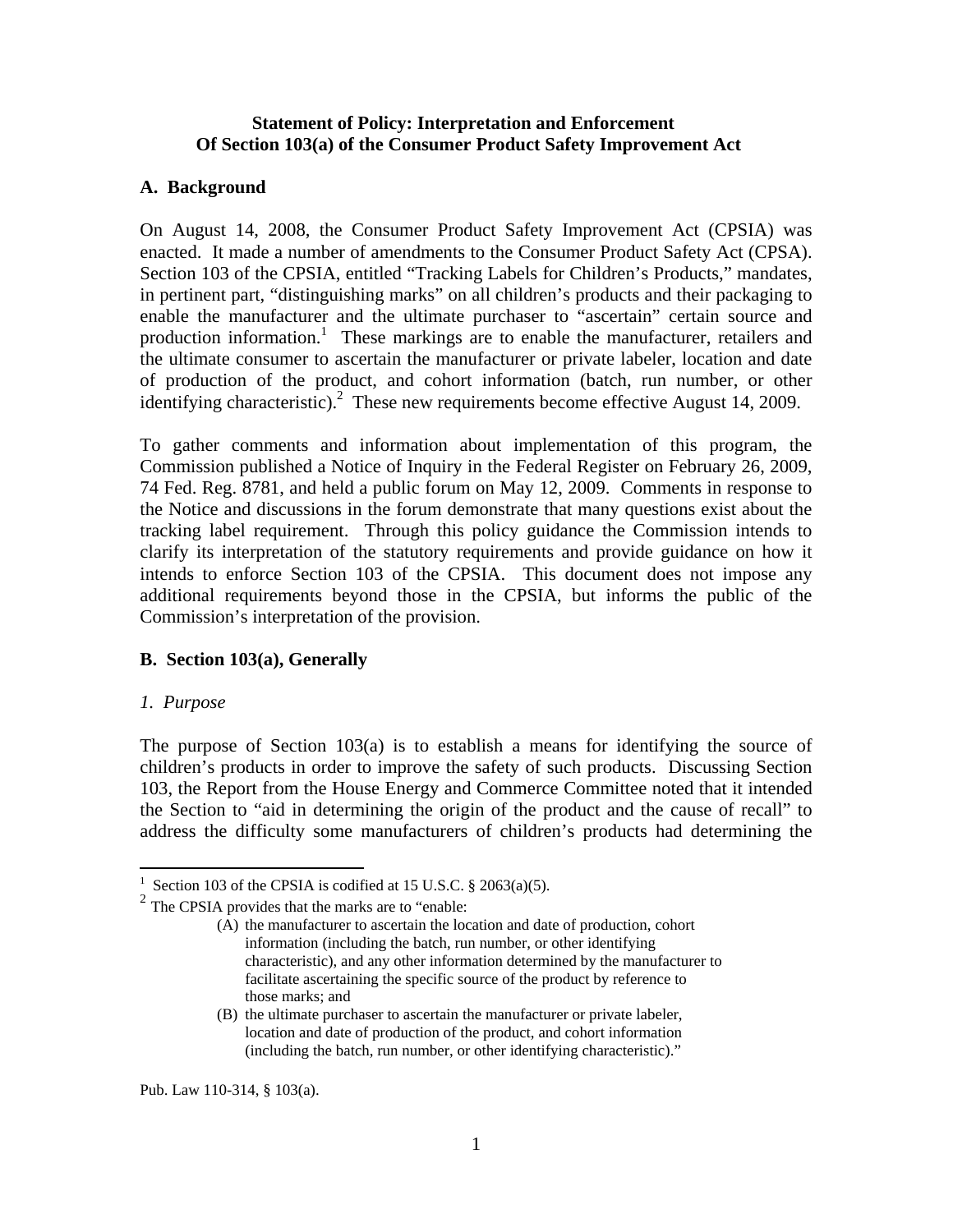**Statement of Policy: Interpretation and Enforcement Of Section 103(a) of the Consumer Product Safety Improvement Act**

## A. Background

On August 14, 2008, the Consumer Product Safety Improvement Act (CPSIA) was enacted. It made a number of amendments to the Consumer Product Safety Act (CPSA). Section 103 of the CPSIA, entitled "Tracking Labels for Children's Products," mandates, in pertinent part, "distinguishing marks" on all children's products and their packaging to enable the manufacturer and the ultimate purchaser to "ascertain" certain source and production information.[1] These markings are to enable the manufacturer, retailers and the ultimate consumer to ascertain the manufacturer or private labeler, location and date of production of the product, and cohort information (batch, run number, or other identifying characteristic).[2] These new requirements become effective August 14, 2009.

To gather comments and information about implementation of this program, the Commission published a Notice of Inquiry in the Federal Register on February 26, 2009, 74 Fed. Reg. 8781, and held a public forum on May 12, 2009. Comments in response to the Notice and discussions in the forum demonstrate that many questions exist about the tracking label requirement. Through this policy guidance the Commission intends to clarify its interpretation of the statutory requirements and provide guidance on how it intends to enforce Section 103 of the CPSIA. This document does not impose any additional requirements beyond those in the CPSIA, but informs the public of the Commission's interpretation of the provision.

## B. Section 103(a), Generally

### *1. Purpose*

The purpose of Section 103(a) is to establish a means for identifying the source of children's products in order to improve the safety of such products. Discussing Section 103, the Report from the House Energy and Commerce Committee noted that it intended the Section to "aid in determining the origin of the product and the cause of recall" to address the difficulty some manufacturers of children's products had determining the

---

[1] Section 103 of the CPSIA is codified at 15 U.S.C. § 2063(a)(5).

[2] The CPSIA provides that the marks are to "enable:

> (A) the manufacturer to ascertain the location and date of production, cohort information (including the batch, run number, or other identifying characteristic), and any other information determined by the manufacturer to facilitate ascertaining the specific source of the product by reference to those marks; and
>
> (B) the ultimate purchaser to ascertain the manufacturer or private labeler, location and date of production of the product, and cohort information (including the batch, run number, or other identifying characteristic)."

Pub. Law 110-314, § 103(a).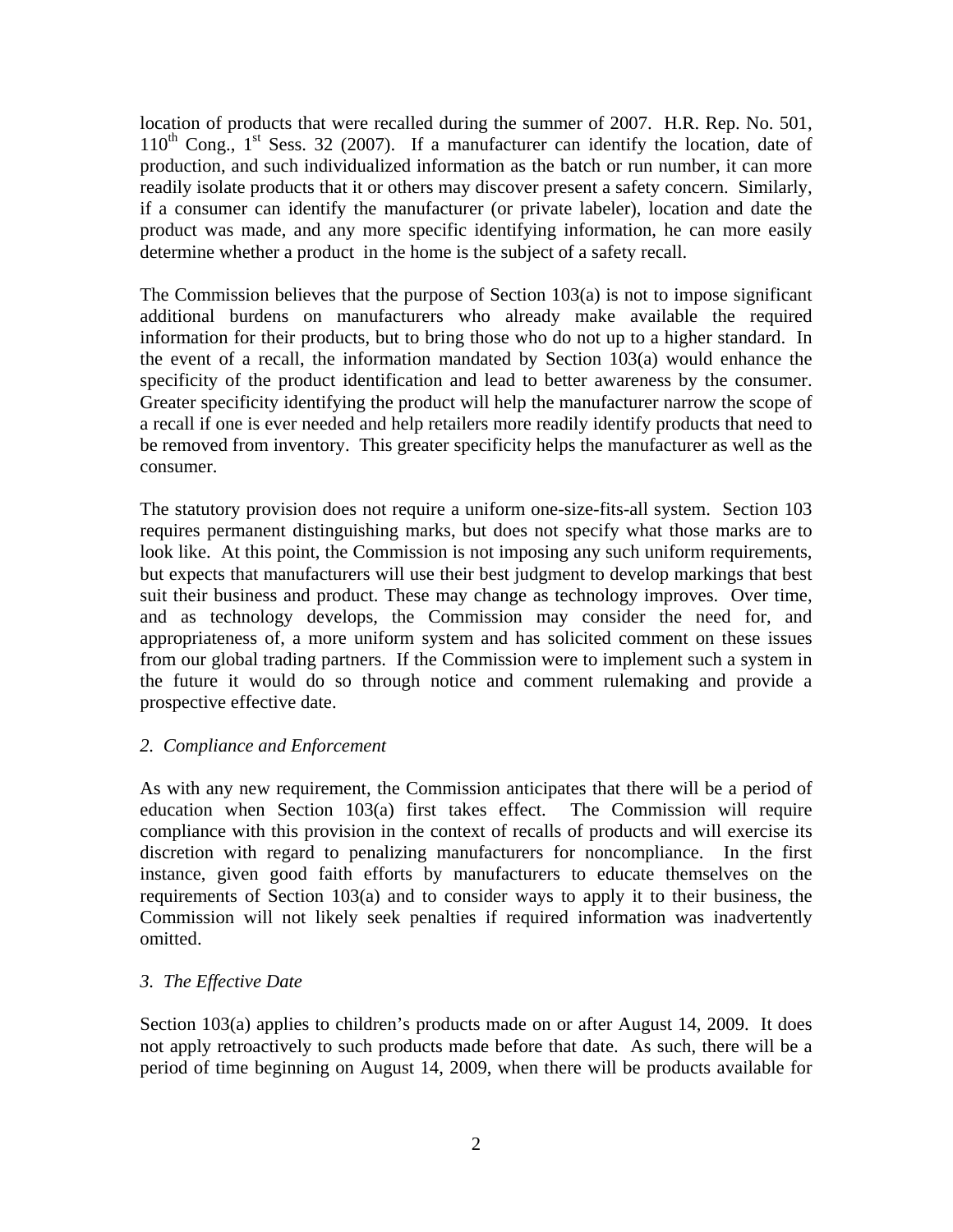location of products that were recalled during the summer of 2007. H.R. Rep. No. 501, 110th Cong., 1st Sess. 32 (2007). If a manufacturer can identify the location, date of production, and such individualized information as the batch or run number, it can more readily isolate products that it or others may discover present a safety concern. Similarly, if a consumer can identify the manufacturer (or private labeler), location and date the product was made, and any more specific identifying information, he can more easily determine whether a product in the home is the subject of a safety recall.

The Commission believes that the purpose of Section 103(a) is not to impose significant additional burdens on manufacturers who already make available the required information for their products, but to bring those who do not up to a higher standard. In the event of a recall, the information mandated by Section 103(a) would enhance the specificity of the product identification and lead to better awareness by the consumer. Greater specificity identifying the product will help the manufacturer narrow the scope of a recall if one is ever needed and help retailers more readily identify products that need to be removed from inventory. This greater specificity helps the manufacturer as well as the consumer.

The statutory provision does not require a uniform one-size-fits-all system. Section 103 requires permanent distinguishing marks, but does not specify what those marks are to look like. At this point, the Commission is not imposing any such uniform requirements, but expects that manufacturers will use their best judgment to develop markings that best suit their business and product. These may change as technology improves. Over time, and as technology develops, the Commission may consider the need for, and appropriateness of, a more uniform system and has solicited comment on these issues from our global trading partners. If the Commission were to implement such a system in the future it would do so through notice and comment rulemaking and provide a prospective effective date.

*2. Compliance and Enforcement*

As with any new requirement, the Commission anticipates that there will be a period of education when Section 103(a) first takes effect. The Commission will require compliance with this provision in the context of recalls of products and will exercise its discretion with regard to penalizing manufacturers for noncompliance. In the first instance, given good faith efforts by manufacturers to educate themselves on the requirements of Section 103(a) and to consider ways to apply it to their business, the Commission will not likely seek penalties if required information was inadvertently omitted.

*3. The Effective Date*

Section 103(a) applies to children's products made on or after August 14, 2009. It does not apply retroactively to such products made before that date. As such, there will be a period of time beginning on August 14, 2009, when there will be products available for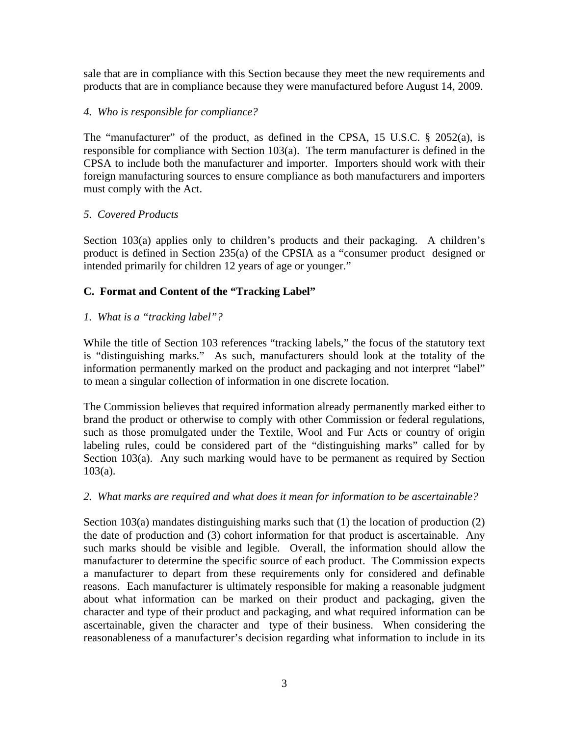sale that are in compliance with this Section because they meet the new requirements and products that are in compliance because they were manufactured before August 14, 2009.

*4. Who is responsible for compliance?*

The "manufacturer" of the product, as defined in the CPSA, 15 U.S.C. § 2052(a), is responsible for compliance with Section 103(a). The term manufacturer is defined in the CPSA to include both the manufacturer and importer. Importers should work with their foreign manufacturing sources to ensure compliance as both manufacturers and importers must comply with the Act.

*5. Covered Products*

Section 103(a) applies only to children's products and their packaging. A children's product is defined in Section 235(a) of the CPSIA as a "consumer product designed or intended primarily for children 12 years of age or younger."

### C. Format and Content of the "Tracking Label"

*1. What is a "tracking label"?*

While the title of Section 103 references "tracking labels," the focus of the statutory text is "distinguishing marks." As such, manufacturers should look at the totality of the information permanently marked on the product and packaging and not interpret "label" to mean a singular collection of information in one discrete location.

The Commission believes that required information already permanently marked either to brand the product or otherwise to comply with other Commission or federal regulations, such as those promulgated under the Textile, Wool and Fur Acts or country of origin labeling rules, could be considered part of the "distinguishing marks" called for by Section 103(a). Any such marking would have to be permanent as required by Section 103(a).

*2. What marks are required and what does it mean for information to be ascertainable?*

Section 103(a) mandates distinguishing marks such that (1) the location of production (2) the date of production and (3) cohort information for that product is ascertainable. Any such marks should be visible and legible. Overall, the information should allow the manufacturer to determine the specific source of each product. The Commission expects a manufacturer to depart from these requirements only for considered and definable reasons. Each manufacturer is ultimately responsible for making a reasonable judgment about what information can be marked on their product and packaging, given the character and type of their product and packaging, and what required information can be ascertainable, given the character and type of their business. When considering the reasonableness of a manufacturer's decision regarding what information to include in its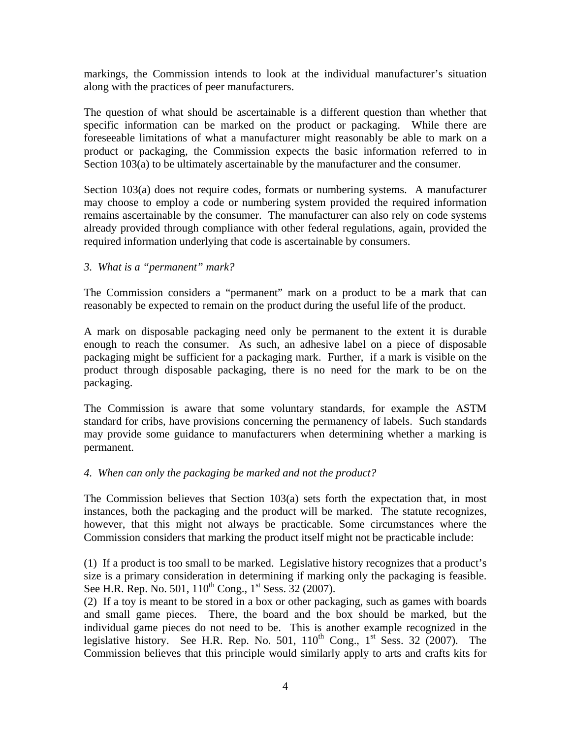markings, the Commission intends to look at the individual manufacturer's situation along with the practices of peer manufacturers.

The question of what should be ascertainable is a different question than whether that specific information can be marked on the product or packaging. While there are foreseeable limitations of what a manufacturer might reasonably be able to mark on a product or packaging, the Commission expects the basic information referred to in Section 103(a) to be ultimately ascertainable by the manufacturer and the consumer.

Section 103(a) does not require codes, formats or numbering systems. A manufacturer may choose to employ a code or numbering system provided the required information remains ascertainable by the consumer. The manufacturer can also rely on code systems already provided through compliance with other federal regulations, again, provided the required information underlying that code is ascertainable by consumers.

*3. What is a "permanent" mark?*

The Commission considers a "permanent" mark on a product to be a mark that can reasonably be expected to remain on the product during the useful life of the product.

A mark on disposable packaging need only be permanent to the extent it is durable enough to reach the consumer. As such, an adhesive label on a piece of disposable packaging might be sufficient for a packaging mark. Further, if a mark is visible on the product through disposable packaging, there is no need for the mark to be on the packaging.

The Commission is aware that some voluntary standards, for example the ASTM standard for cribs, have provisions concerning the permanency of labels. Such standards may provide some guidance to manufacturers when determining whether a marking is permanent.

*4. When can only the packaging be marked and not the product?*

The Commission believes that Section 103(a) sets forth the expectation that, in most instances, both the packaging and the product will be marked. The statute recognizes, however, that this might not always be practicable. Some circumstances where the Commission considers that marking the product itself might not be practicable include:

(1) If a product is too small to be marked. Legislative history recognizes that a product's size is a primary consideration in determining if marking only the packaging is feasible. See H.R. Rep. No. 501, 110th Cong., 1st Sess. 32 (2007).

(2) If a toy is meant to be stored in a box or other packaging, such as games with boards and small game pieces. There, the board and the box should be marked, but the individual game pieces do not need to be. This is another example recognized in the legislative history. See H.R. Rep. No. 501, 110th Cong., 1st Sess. 32 (2007). The Commission believes that this principle would similarly apply to arts and crafts kits for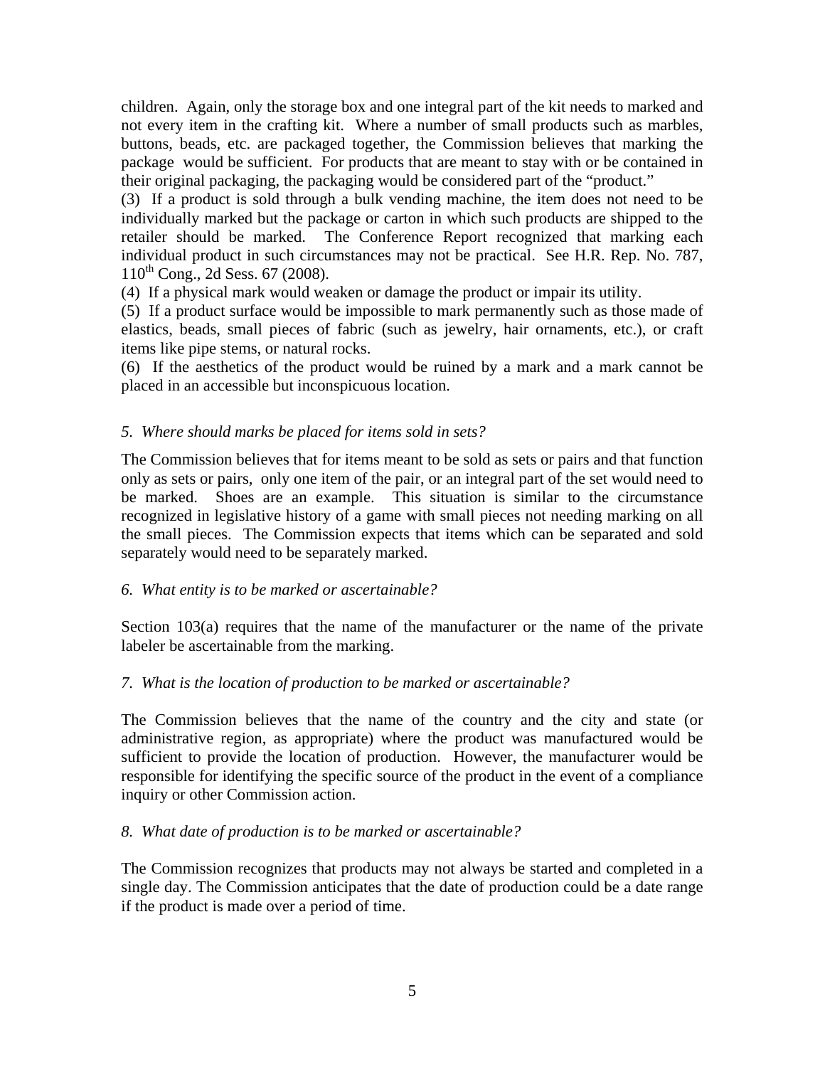children. Again, only the storage box and one integral part of the kit needs to marked and not every item in the crafting kit. Where a number of small products such as marbles, buttons, beads, etc. are packaged together, the Commission believes that marking the package would be sufficient. For products that are meant to stay with or be contained in their original packaging, the packaging would be considered part of the "product."

(3) If a product is sold through a bulk vending machine, the item does not need to be individually marked but the package or carton in which such products are shipped to the retailer should be marked. The Conference Report recognized that marking each individual product in such circumstances may not be practical. See H.R. Rep. No. 787, 110th Cong., 2d Sess. 67 (2008).

(4) If a physical mark would weaken or damage the product or impair its utility.

(5) If a product surface would be impossible to mark permanently such as those made of elastics, beads, small pieces of fabric (such as jewelry, hair ornaments, etc.), or craft items like pipe stems, or natural rocks.

(6) If the aesthetics of the product would be ruined by a mark and a mark cannot be placed in an accessible but inconspicuous location.

*5. Where should marks be placed for items sold in sets?*

The Commission believes that for items meant to be sold as sets or pairs and that function only as sets or pairs, only one item of the pair, or an integral part of the set would need to be marked. Shoes are an example. This situation is similar to the circumstance recognized in legislative history of a game with small pieces not needing marking on all the small pieces. The Commission expects that items which can be separated and sold separately would need to be separately marked.

*6. What entity is to be marked or ascertainable?*

Section 103(a) requires that the name of the manufacturer or the name of the private labeler be ascertainable from the marking.

*7. What is the location of production to be marked or ascertainable?*

The Commission believes that the name of the country and the city and state (or administrative region, as appropriate) where the product was manufactured would be sufficient to provide the location of production. However, the manufacturer would be responsible for identifying the specific source of the product in the event of a compliance inquiry or other Commission action.

*8. What date of production is to be marked or ascertainable?*

The Commission recognizes that products may not always be started and completed in a single day. The Commission anticipates that the date of production could be a date range if the product is made over a period of time.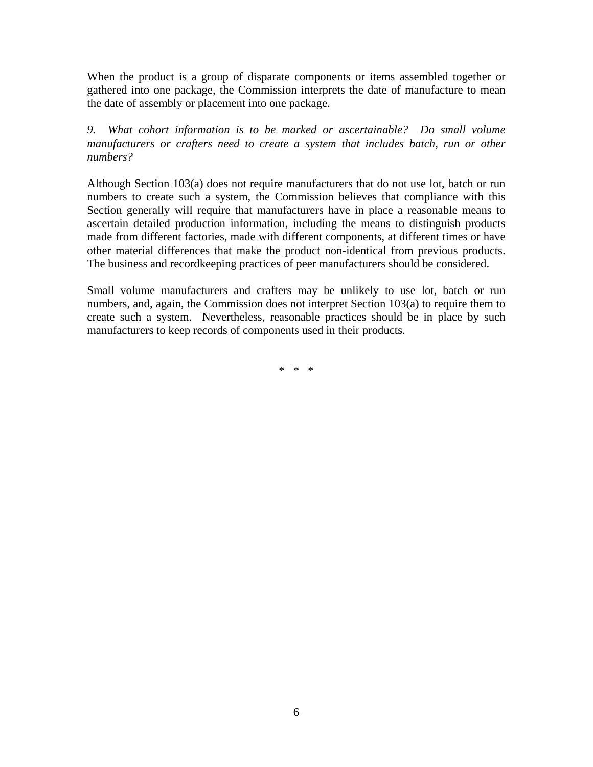When the product is a group of disparate components or items assembled together or gathered into one package, the Commission interprets the date of manufacture to mean the date of assembly or placement into one package.

*9. What cohort information is to be marked or ascertainable? Do small volume manufacturers or crafters need to create a system that includes batch, run or other numbers?*

Although Section 103(a) does not require manufacturers that do not use lot, batch or run numbers to create such a system, the Commission believes that compliance with this Section generally will require that manufacturers have in place a reasonable means to ascertain detailed production information, including the means to distinguish products made from different factories, made with different components, at different times or have other material differences that make the product non-identical from previous products. The business and recordkeeping practices of peer manufacturers should be considered.

Small volume manufacturers and crafters may be unlikely to use lot, batch or run numbers, and, again, the Commission does not interpret Section 103(a) to require them to create such a system. Nevertheless, reasonable practices should be in place by such manufacturers to keep records of components used in their products.

\* \* \*